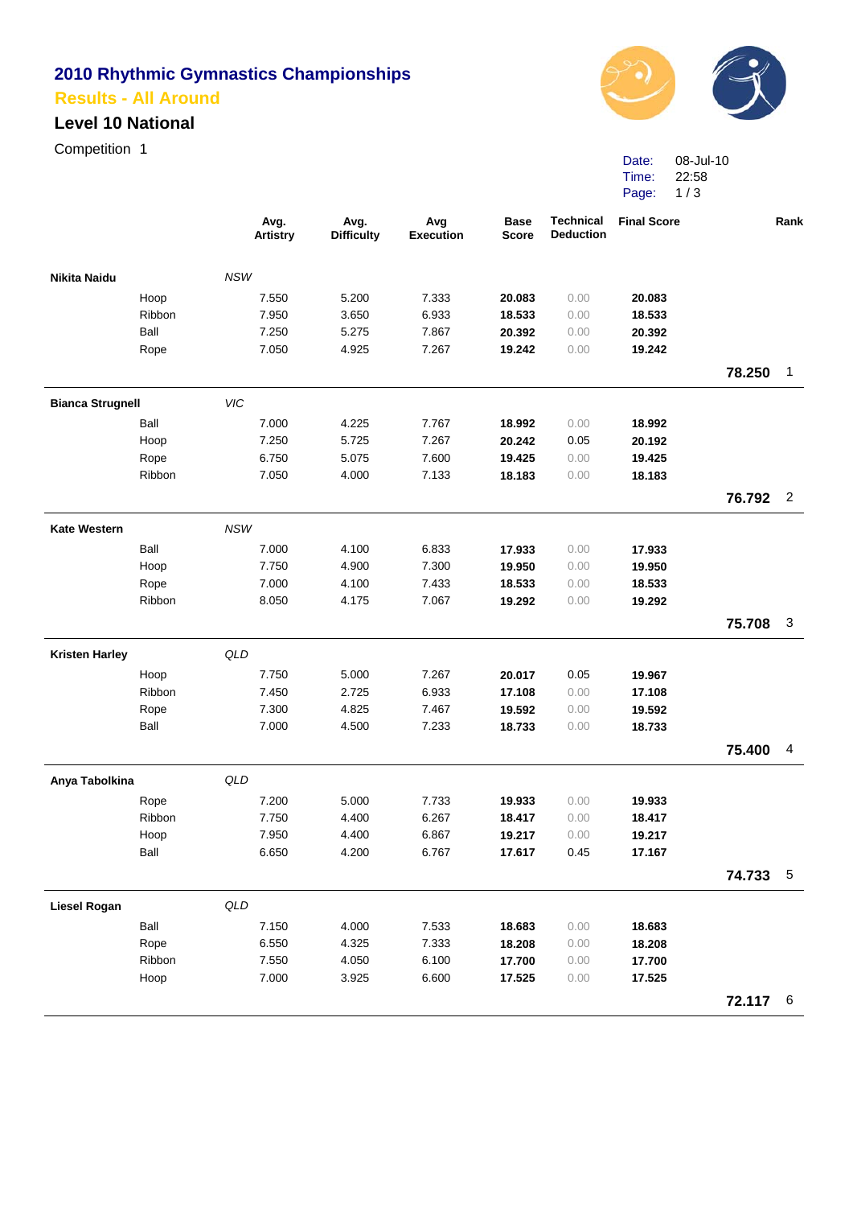# 2010 Rhythmic Gymnastics Championships

## Results - All Around

### Level 10 National

Competition 1

Date: 08-Jul-10
Time: 22:58

| | | Avg. Artistry | Avg. Difficulty | Avg Execution | Base Score | Technical Deduction | Final Score | | Rank |
|---|---|---|---|---|---|---|---|---|---|
| **Nikita Naidu** | *NSW* | | | | | | | | |
| | Hoop | 7.550 | 5.200 | 7.333 | **20.083** | 0.00 | **20.083** | | |
| | Ribbon | 7.950 | 3.650 | 6.933 | **18.533** | 0.00 | **18.533** | | |
| | Ball | 7.250 | 5.275 | 7.867 | **20.392** | 0.00 | **20.392** | | |
| | Rope | 7.050 | 4.925 | 7.267 | **19.242** | 0.00 | **19.242** | | |
| | | | | | | | | **78.250** | 1 |
| **Bianca Strugnell** | *VIC* | | | | | | | | |
| | Ball | 7.000 | 4.225 | 7.767 | **18.992** | 0.00 | **18.992** | | |
| | Hoop | 7.250 | 5.725 | 7.267 | **20.242** | 0.05 | **20.192** | | |
| | Rope | 6.750 | 5.075 | 7.600 | **19.425** | 0.00 | **19.425** | | |
| | Ribbon | 7.050 | 4.000 | 7.133 | **18.183** | 0.00 | **18.183** | | |
| | | | | | | | | **76.792** | 2 |
| **Kate Western** | *NSW* | | | | | | | | |
| | Ball | 7.000 | 4.100 | 6.833 | **17.933** | 0.00 | **17.933** | | |
| | Hoop | 7.750 | 4.900 | 7.300 | **19.950** | 0.00 | **19.950** | | |
| | Rope | 7.000 | 4.100 | 7.433 | **18.533** | 0.00 | **18.533** | | |
| | Ribbon | 8.050 | 4.175 | 7.067 | **19.292** | 0.00 | **19.292** | | |
| | | | | | | | | **75.708** | 3 |
| **Kristen Harley** | *QLD* | | | | | | | | |
| | Hoop | 7.750 | 5.000 | 7.267 | **20.017** | 0.05 | **19.967** | | |
| | Ribbon | 7.450 | 2.725 | 6.933 | **17.108** | 0.00 | **17.108** | | |
| | Rope | 7.300 | 4.825 | 7.467 | **19.592** | 0.00 | **19.592** | | |
| | Ball | 7.000 | 4.500 | 7.233 | **18.733** | 0.00 | **18.733** | | |
| | | | | | | | | **75.400** | 4 |
| **Anya Tabolkina** | *QLD* | | | | | | | | |
| | Rope | 7.200 | 5.000 | 7.733 | **19.933** | 0.00 | **19.933** | | |
| | Ribbon | 7.750 | 4.400 | 6.267 | **18.417** | 0.00 | **18.417** | | |
| | Hoop | 7.950 | 4.400 | 6.867 | **19.217** | 0.00 | **19.217** | | |
| | Ball | 6.650 | 4.200 | 6.767 | **17.617** | 0.45 | **17.167** | | |
| | | | | | | | | **74.733** | 5 |
| **Liesel Rogan** | *QLD* | | | | | | | | |
| | Ball | 7.150 | 4.000 | 7.533 | **18.683** | 0.00 | **18.683** | | |
| | Rope | 6.550 | 4.325 | 7.333 | **18.208** | 0.00 | **18.208** | | |
| | Ribbon | 7.550 | 4.050 | 6.100 | **17.700** | 0.00 | **17.700** | | |
| | Hoop | 7.000 | 3.925 | 6.600 | **17.525** | 0.00 | **17.525** | | |
| | | | | | | | | **72.117** | 6 |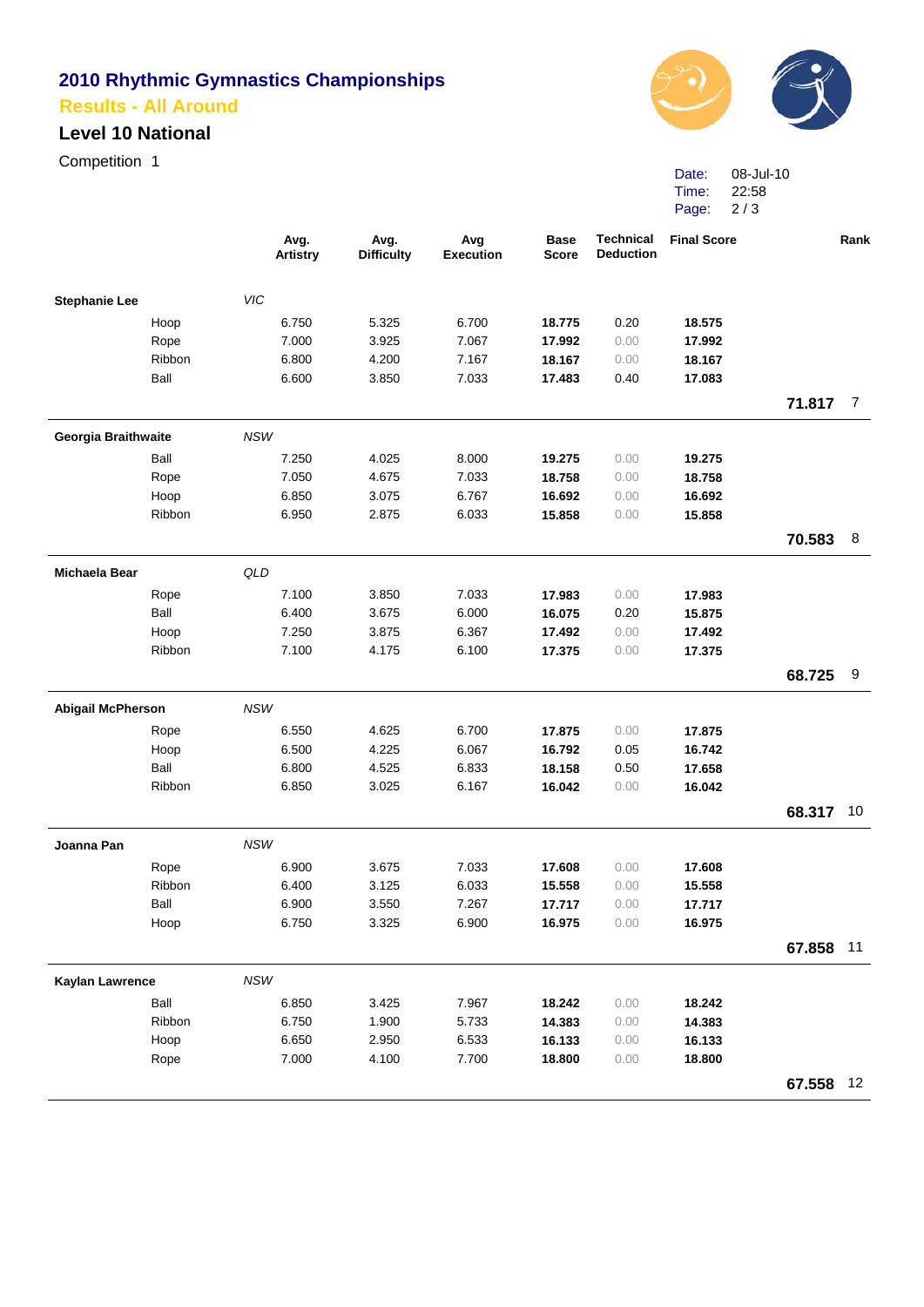# 2010 Rhythmic Gymnastics Championships

## Results - All Around

### Level 10 National

Competition 1

Date: 08-Jul-10
Time: 22:58

| | | Avg. Artistry | Avg. Difficulty | Avg Execution | Base Score | Technical Deduction | Final Score | | Rank |
|---|---|---|---|---|---|---|---|---|---|
| **Stephanie Lee** | *VIC* | | | | | | | | |
| Hoop | | 6.750 | 5.325 | 6.700 | **18.775** | 0.20 | **18.575** | | |
| Rope | | 7.000 | 3.925 | 7.067 | **17.992** | 0.00 | **17.992** | | |
| Ribbon | | 6.800 | 4.200 | 7.167 | **18.167** | 0.00 | **18.167** | | |
| Ball | | 6.600 | 3.850 | 7.033 | **17.483** | 0.40 | **17.083** | | |
| | | | | | | | | **71.817** | 7 |
| **Georgia Braithwaite** | *NSW* | | | | | | | | |
| Ball | | 7.250 | 4.025 | 8.000 | **19.275** | 0.00 | **19.275** | | |
| Rope | | 7.050 | 4.675 | 7.033 | **18.758** | 0.00 | **18.758** | | |
| Hoop | | 6.850 | 3.075 | 6.767 | **16.692** | 0.00 | **16.692** | | |
| Ribbon | | 6.950 | 2.875 | 6.033 | **15.858** | 0.00 | **15.858** | | |
| | | | | | | | | **70.583** | 8 |
| **Michaela Bear** | *QLD* | | | | | | | | |
| Rope | | 7.100 | 3.850 | 7.033 | **17.983** | 0.00 | **17.983** | | |
| Ball | | 6.400 | 3.675 | 6.000 | **16.075** | 0.20 | **15.875** | | |
| Hoop | | 7.250 | 3.875 | 6.367 | **17.492** | 0.00 | **17.492** | | |
| Ribbon | | 7.100 | 4.175 | 6.100 | **17.375** | 0.00 | **17.375** | | |
| | | | | | | | | **68.725** | 9 |
| **Abigail McPherson** | *NSW* | | | | | | | | |
| Rope | | 6.550 | 4.625 | 6.700 | **17.875** | 0.00 | **17.875** | | |
| Hoop | | 6.500 | 4.225 | 6.067 | **16.792** | 0.05 | **16.742** | | |
| Ball | | 6.800 | 4.525 | 6.833 | **18.158** | 0.50 | **17.658** | | |
| Ribbon | | 6.850 | 3.025 | 6.167 | **16.042** | 0.00 | **16.042** | | |
| | | | | | | | | **68.317** | 10 |
| **Joanna Pan** | *NSW* | | | | | | | | |
| Rope | | 6.900 | 3.675 | 7.033 | **17.608** | 0.00 | **17.608** | | |
| Ribbon | | 6.400 | 3.125 | 6.033 | **15.558** | 0.00 | **15.558** | | |
| Ball | | 6.900 | 3.550 | 7.267 | **17.717** | 0.00 | **17.717** | | |
| Hoop | | 6.750 | 3.325 | 6.900 | **16.975** | 0.00 | **16.975** | | |
| | | | | | | | | **67.858** | 11 |
| **Kaylan Lawrence** | *NSW* | | | | | | | | |
| Ball | | 6.850 | 3.425 | 7.967 | **18.242** | 0.00 | **18.242** | | |
| Ribbon | | 6.750 | 1.900 | 5.733 | **14.383** | 0.00 | **14.383** | | |
| Hoop | | 6.650 | 2.950 | 6.533 | **16.133** | 0.00 | **16.133** | | |
| Rope | | 7.000 | 4.100 | 7.700 | **18.800** | 0.00 | **18.800** | | |
| | | | | | | | | **67.558** | 12 |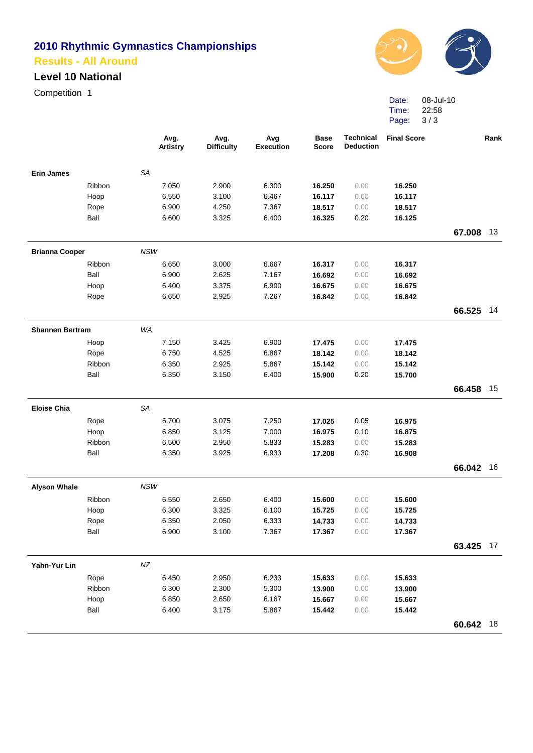# 2010 Rhythmic Gymnastics Championships

## Results - All Around

### Level 10 National

Competition 1

Date: 08-Jul-10
Time: 22:58

| | | | Avg. Artistry | Avg. Difficulty | Avg Execution | Base Score | Technical Deduction | Final Score | | Rank |
|---|---|---|---|---|---|---|---|---|---|---|
| **Erin James** | | *SA* | | | | | | | | |
| | Ribbon | | 7.050 | 2.900 | 6.300 | **16.250** | 0.00 | **16.250** | | |
| | Hoop | | 6.550 | 3.100 | 6.467 | **16.117** | 0.00 | **16.117** | | |
| | Rope | | 6.900 | 4.250 | 7.367 | **18.517** | 0.00 | **18.517** | | |
| | Ball | | 6.600 | 3.325 | 6.400 | **16.325** | 0.20 | **16.125** | | |
| | | | | | | | | | **67.008** | 13 |
| **Brianna Cooper** | | *NSW* | | | | | | | | |
| | Ribbon | | 6.650 | 3.000 | 6.667 | **16.317** | 0.00 | **16.317** | | |
| | Ball | | 6.900 | 2.625 | 7.167 | **16.692** | 0.00 | **16.692** | | |
| | Hoop | | 6.400 | 3.375 | 6.900 | **16.675** | 0.00 | **16.675** | | |
| | Rope | | 6.650 | 2.925 | 7.267 | **16.842** | 0.00 | **16.842** | | |
| | | | | | | | | | **66.525** | 14 |
| **Shannen Bertram** | | *WA* | | | | | | | | |
| | Hoop | | 7.150 | 3.425 | 6.900 | **17.475** | 0.00 | **17.475** | | |
| | Rope | | 6.750 | 4.525 | 6.867 | **18.142** | 0.00 | **18.142** | | |
| | Ribbon | | 6.350 | 2.925 | 5.867 | **15.142** | 0.00 | **15.142** | | |
| | Ball | | 6.350 | 3.150 | 6.400 | **15.900** | 0.20 | **15.700** | | |
| | | | | | | | | | **66.458** | 15 |
| **Eloise Chia** | | *SA* | | | | | | | | |
| | Rope | | 6.700 | 3.075 | 7.250 | **17.025** | 0.05 | **16.975** | | |
| | Hoop | | 6.850 | 3.125 | 7.000 | **16.975** | 0.10 | **16.875** | | |
| | Ribbon | | 6.500 | 2.950 | 5.833 | **15.283** | 0.00 | **15.283** | | |
| | Ball | | 6.350 | 3.925 | 6.933 | **17.208** | 0.30 | **16.908** | | |
| | | | | | | | | | **66.042** | 16 |
| **Alyson Whale** | | *NSW* | | | | | | | | |
| | Ribbon | | 6.550 | 2.650 | 6.400 | **15.600** | 0.00 | **15.600** | | |
| | Hoop | | 6.300 | 3.325 | 6.100 | **15.725** | 0.00 | **15.725** | | |
| | Rope | | 6.350 | 2.050 | 6.333 | **14.733** | 0.00 | **14.733** | | |
| | Ball | | 6.900 | 3.100 | 7.367 | **17.367** | 0.00 | **17.367** | | |
| | | | | | | | | | **63.425** | 17 |
| **Yahn-Yur Lin** | | *NZ* | | | | | | | | |
| | Rope | | 6.450 | 2.950 | 6.233 | **15.633** | 0.00 | **15.633** | | |
| | Ribbon | | 6.300 | 2.300 | 5.300 | **13.900** | 0.00 | **13.900** | | |
| | Hoop | | 6.850 | 2.650 | 6.167 | **15.667** | 0.00 | **15.667** | | |
| | Ball | | 6.400 | 3.175 | 5.867 | **15.442** | 0.00 | **15.442** | | |
| | | | | | | | | | **60.642** | 18 |